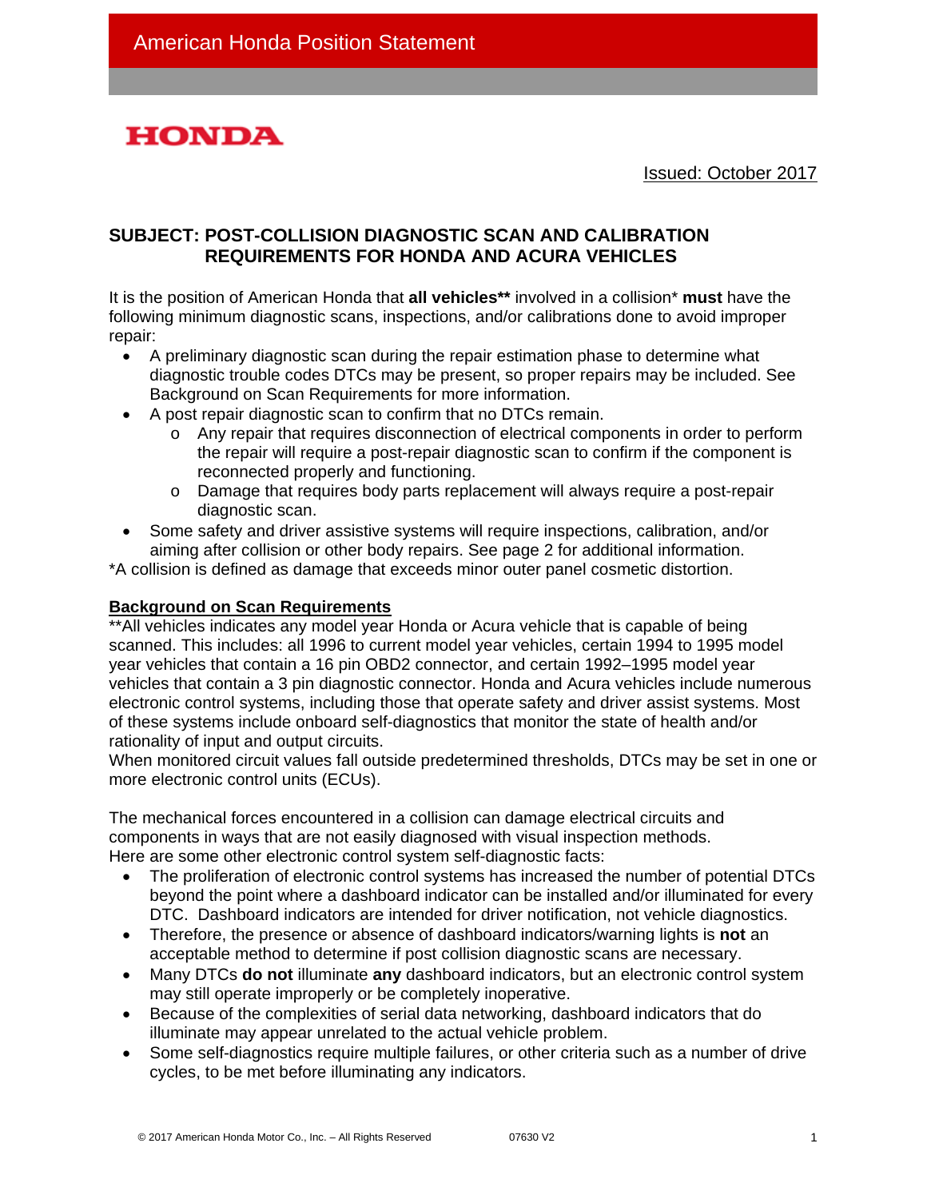American Honda Position Statement

HONDA

Issued: October 2017

## SUBJECT: POST-COLLISION DIAGNOSTIC SCAN AND CALIBRATION REQUIREMENTS FOR HONDA AND ACURA VEHICLES

It is the position of American Honda that **all vehicles**** involved in a collision* **must** have the following minimum diagnostic scans, inspections, and/or calibrations done to avoid improper repair:

- A preliminary diagnostic scan during the repair estimation phase to determine what diagnostic trouble codes DTCs may be present, so proper repairs may be included. See Background on Scan Requirements for more information.
- A post repair diagnostic scan to confirm that no DTCs remain.
  - Any repair that requires disconnection of electrical components in order to perform the repair will require a post-repair diagnostic scan to confirm if the component is reconnected properly and functioning.
  - Damage that requires body parts replacement will always require a post-repair diagnostic scan.
- Some safety and driver assistive systems will require inspections, calibration, and/or aiming after collision or other body repairs. See page 2 for additional information.

*A collision is defined as damage that exceeds minor outer panel cosmetic distortion.

### Background on Scan Requirements

**All vehicles indicates any model year Honda or Acura vehicle that is capable of being scanned. This includes: all 1996 to current model year vehicles, certain 1994 to 1995 model year vehicles that contain a 16 pin OBD2 connector, and certain 1992–1995 model year vehicles that contain a 3 pin diagnostic connector. Honda and Acura vehicles include numerous electronic control systems, including those that operate safety and driver assist systems. Most of these systems include onboard self-diagnostics that monitor the state of health and/or rationality of input and output circuits.
When monitored circuit values fall outside predetermined thresholds, DTCs may be set in one or more electronic control units (ECUs).

The mechanical forces encountered in a collision can damage electrical circuits and components in ways that are not easily diagnosed with visual inspection methods.
Here are some other electronic control system self-diagnostic facts:

- The proliferation of electronic control systems has increased the number of potential DTCs beyond the point where a dashboard indicator can be installed and/or illuminated for every DTC. Dashboard indicators are intended for driver notification, not vehicle diagnostics.
- Therefore, the presence or absence of dashboard indicators/warning lights is **not** an acceptable method to determine if post collision diagnostic scans are necessary.
- Many DTCs **do not** illuminate **any** dashboard indicators, but an electronic control system may still operate improperly or be completely inoperative.
- Because of the complexities of serial data networking, dashboard indicators that do illuminate may appear unrelated to the actual vehicle problem.
- Some self-diagnostics require multiple failures, or other criteria such as a number of drive cycles, to be met before illuminating any indicators.

© 2017 American Honda Motor Co., Inc. – All Rights Reserved 07630 V2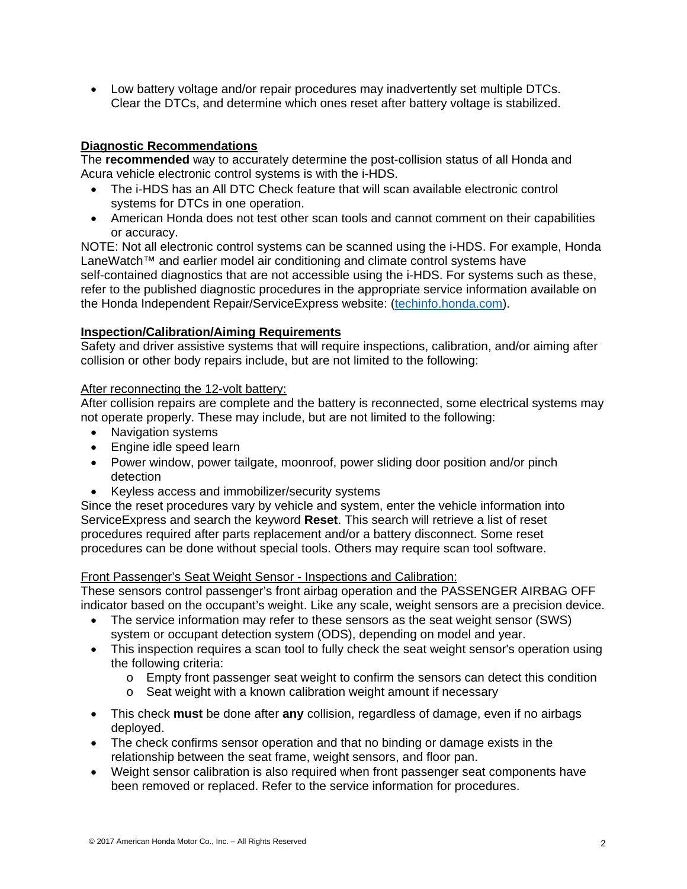- Low battery voltage and/or repair procedures may inadvertently set multiple DTCs. Clear the DTCs, and determine which ones reset after battery voltage is stabilized.

## Diagnostic Recommendations

The **recommended** way to accurately determine the post-collision status of all Honda and Acura vehicle electronic control systems is with the i-HDS.

- The i-HDS has an All DTC Check feature that will scan available electronic control systems for DTCs in one operation.
- American Honda does not test other scan tools and cannot comment on their capabilities or accuracy.

NOTE: Not all electronic control systems can be scanned using the i-HDS. For example, Honda LaneWatch™ and earlier model air conditioning and climate control systems have self-contained diagnostics that are not accessible using the i-HDS. For systems such as these, refer to the published diagnostic procedures in the appropriate service information available on the Honda Independent Repair/ServiceExpress website: ([techinfo.honda.com](techinfo.honda.com)).

## Inspection/Calibration/Aiming Requirements

Safety and driver assistive systems that will require inspections, calibration, and/or aiming after collision or other body repairs include, but are not limited to the following:

### After reconnecting the 12-volt battery:

After collision repairs are complete and the battery is reconnected, some electrical systems may not operate properly. These may include, but are not limited to the following:

- Navigation systems
- Engine idle speed learn
- Power window, power tailgate, moonroof, power sliding door position and/or pinch detection
- Keyless access and immobilizer/security systems

Since the reset procedures vary by vehicle and system, enter the vehicle information into ServiceExpress and search the keyword **Reset**. This search will retrieve a list of reset procedures required after parts replacement and/or a battery disconnect. Some reset procedures can be done without special tools. Others may require scan tool software.

### Front Passenger's Seat Weight Sensor - Inspections and Calibration:

These sensors control passenger's front airbag operation and the PASSENGER AIRBAG OFF indicator based on the occupant's weight. Like any scale, weight sensors are a precision device.

- The service information may refer to these sensors as the seat weight sensor (SWS) system or occupant detection system (ODS), depending on model and year.
- This inspection requires a scan tool to fully check the seat weight sensor's operation using the following criteria:
  - Empty front passenger seat weight to confirm the sensors can detect this condition
  - Seat weight with a known calibration weight amount if necessary
- This check **must** be done after **any** collision, regardless of damage, even if no airbags deployed.
- The check confirms sensor operation and that no binding or damage exists in the relationship between the seat frame, weight sensors, and floor pan.
- Weight sensor calibration is also required when front passenger seat components have been removed or replaced. Refer to the service information for procedures.

© 2017 American Honda Motor Co., Inc. – All Rights Reserved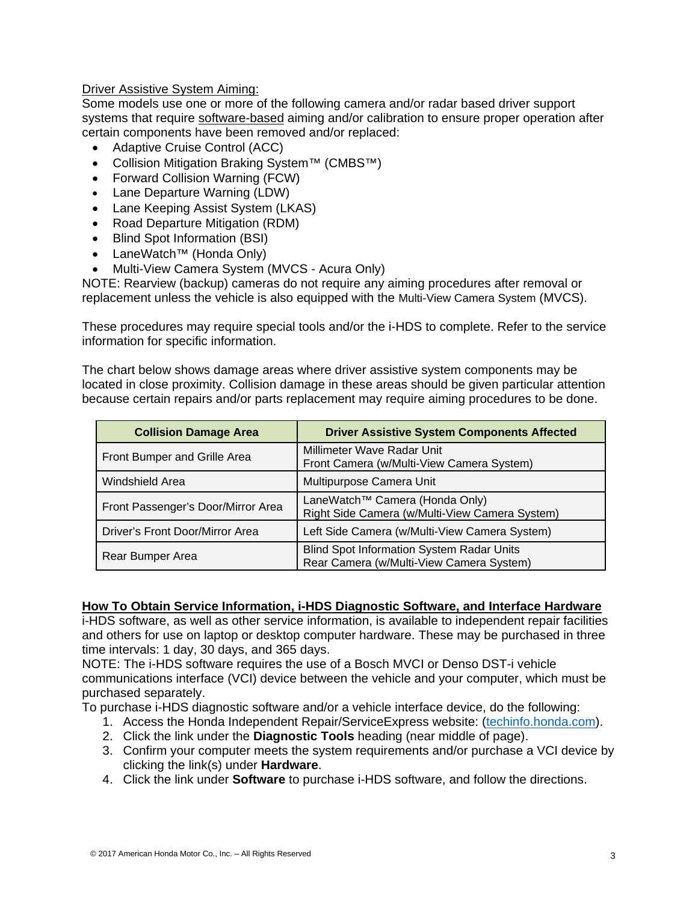<u>Driver Assistive System Aiming:</u>

Some models use one or more of the following camera and/or radar based driver support systems that require <u>software-based</u> aiming and/or calibration to ensure proper operation after certain components have been removed and/or replaced:

- Adaptive Cruise Control (ACC)
- Collision Mitigation Braking System™ (CMBS™)
- Forward Collision Warning (FCW)
- Lane Departure Warning (LDW)
- Lane Keeping Assist System (LKAS)
- Road Departure Mitigation (RDM)
- Blind Spot Information (BSI)
- LaneWatch™ (Honda Only)
- Multi-View Camera System (MVCS - Acura Only)

NOTE: Rearview (backup) cameras do not require any aiming procedures after removal or replacement unless the vehicle is also equipped with the Multi-View Camera System (MVCS).

These procedures may require special tools and/or the i-HDS to complete. Refer to the service information for specific information.

The chart below shows damage areas where driver assistive system components may be located in close proximity. Collision damage in these areas should be given particular attention because certain repairs and/or parts replacement may require aiming procedures to be done.

| Collision Damage Area | Driver Assistive System Components Affected |
|---|---|
| Front Bumper and Grille Area | Millimeter Wave Radar Unit<br>Front Camera (w/Multi-View Camera System) |
| Windshield Area | Multipurpose Camera Unit |
| Front Passenger's Door/Mirror Area | LaneWatch™ Camera (Honda Only)<br>Right Side Camera (w/Multi-View Camera System) |
| Driver's Front Door/Mirror Area | Left Side Camera (w/Multi-View Camera System) |
| Rear Bumper Area | Blind Spot Information System Radar Units<br>Rear Camera (w/Multi-View Camera System) |

**<u>How To Obtain Service Information, i-HDS Diagnostic Software, and Interface Hardware</u>**

i-HDS software, as well as other service information, is available to independent repair facilities and others for use on laptop or desktop computer hardware. These may be purchased in three time intervals: 1 day, 30 days, and 365 days.

NOTE: The i-HDS software requires the use of a Bosch MVCI or Denso DST-i vehicle communications interface (VCI) device between the vehicle and your computer, which must be purchased separately.

To purchase i-HDS diagnostic software and/or a vehicle interface device, do the following:

1. Access the Honda Independent Repair/ServiceExpress website: (techinfo.honda.com).
2. Click the link under the **Diagnostic Tools** heading (near middle of page).
3. Confirm your computer meets the system requirements and/or purchase a VCI device by clicking the link(s) under **Hardware**.
4. Click the link under **Software** to purchase i-HDS software, and follow the directions.

© 2017 American Honda Motor Co., Inc. – All Rights Reserved